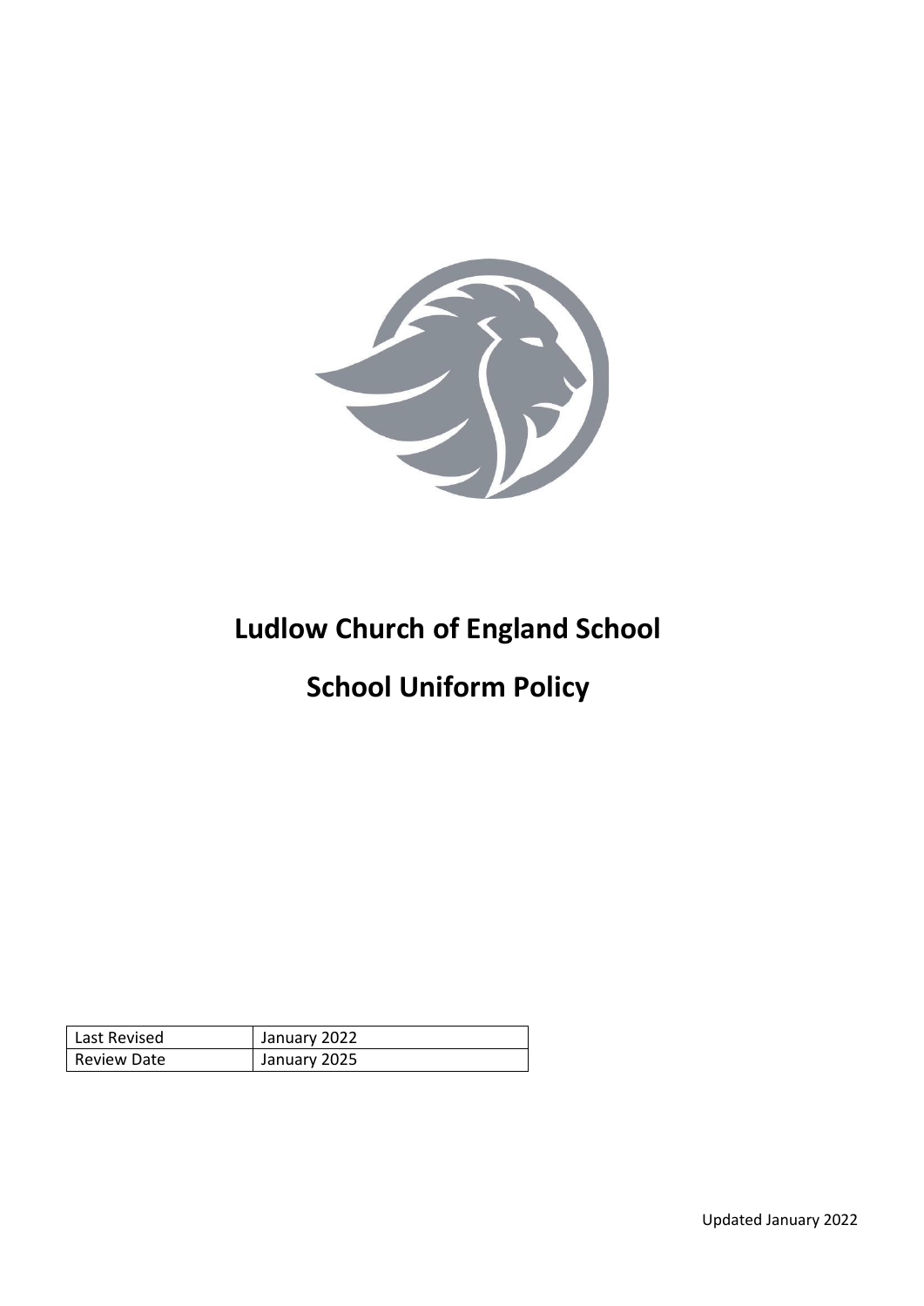# Ludlow Church of England School

# School Uniform Policy

| Last Revised | January 2022 |
| --- | --- |
| Review Date | January 2025 |

Updated January 2022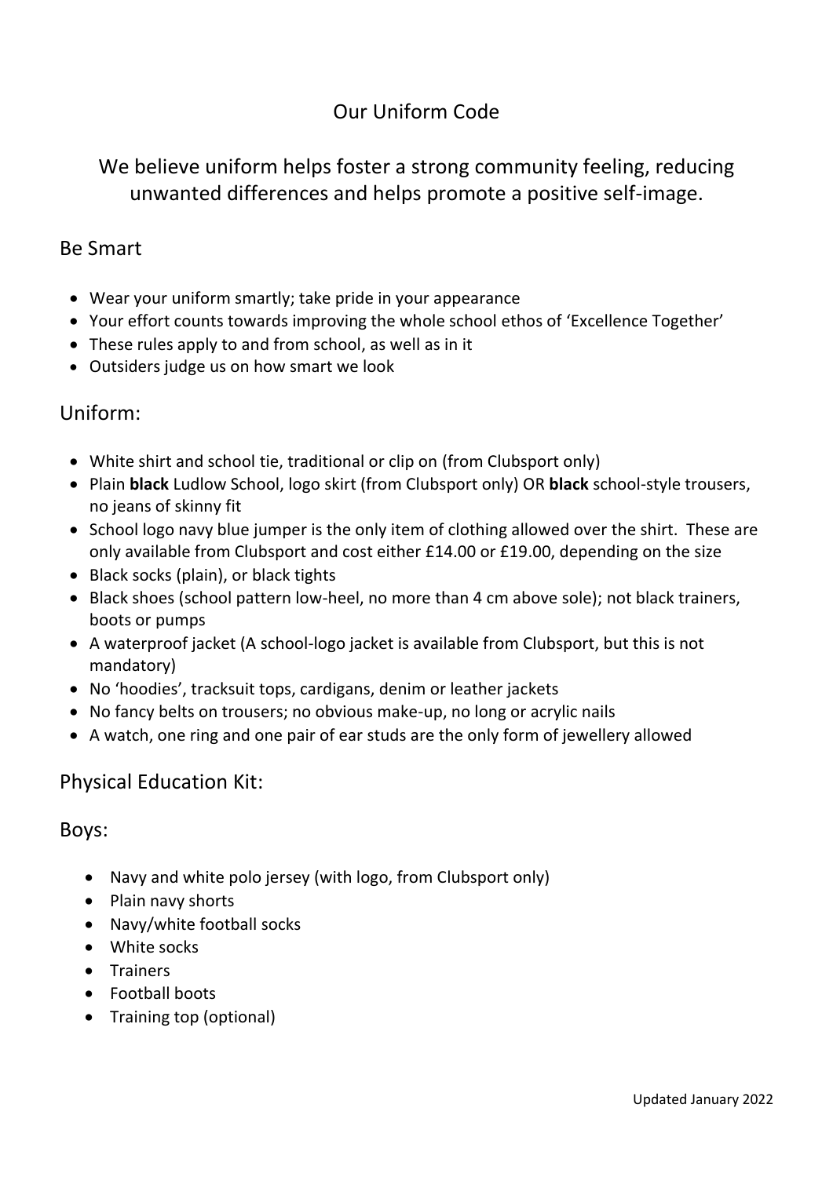# Our Uniform Code

## We believe uniform helps foster a strong community feeling, reducing unwanted differences and helps promote a positive self-image.

### Be Smart

- Wear your uniform smartly; take pride in your appearance
- Your effort counts towards improving the whole school ethos of 'Excellence Together'
- These rules apply to and from school, as well as in it
- Outsiders judge us on how smart we look

### Uniform:

- White shirt and school tie, traditional or clip on (from Clubsport only)
- Plain **black** Ludlow School, logo skirt (from Clubsport only) OR **black** school-style trousers, no jeans of skinny fit
- School logo navy blue jumper is the only item of clothing allowed over the shirt. These are only available from Clubsport and cost either £14.00 or £19.00, depending on the size
- Black socks (plain), or black tights
- Black shoes (school pattern low-heel, no more than 4 cm above sole); not black trainers, boots or pumps
- A waterproof jacket (A school-logo jacket is available from Clubsport, but this is not mandatory)
- No 'hoodies', tracksuit tops, cardigans, denim or leather jackets
- No fancy belts on trousers; no obvious make-up, no long or acrylic nails
- A watch, one ring and one pair of ear studs are the only form of jewellery allowed

### Physical Education Kit:

### Boys:

- Navy and white polo jersey (with logo, from Clubsport only)
- Plain navy shorts
- Navy/white football socks
- White socks
- Trainers
- Football boots
- Training top (optional)

Updated January 2022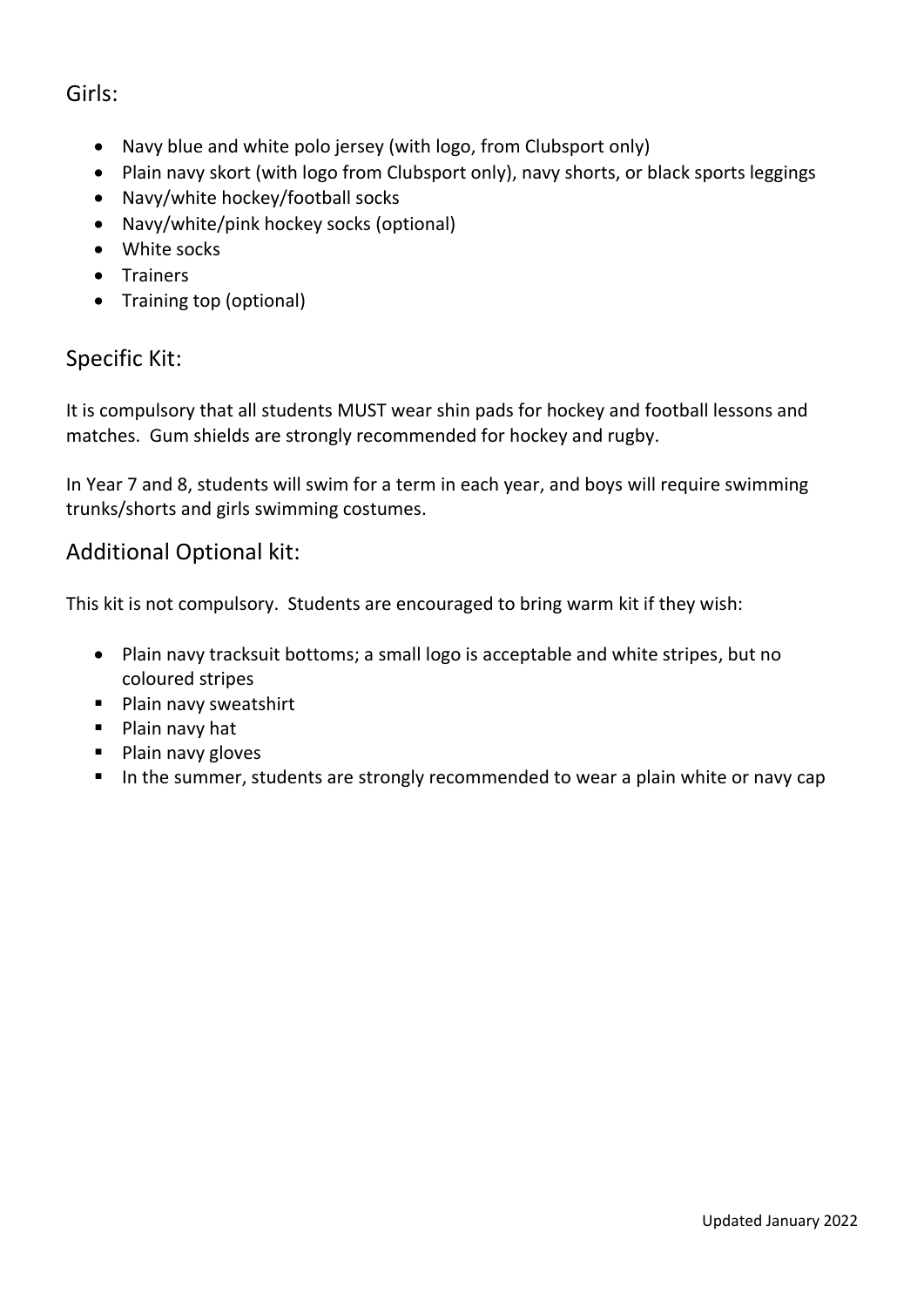## Girls:

- Navy blue and white polo jersey (with logo, from Clubsport only)
- Plain navy skort (with logo from Clubsport only), navy shorts, or black sports leggings
- Navy/white hockey/football socks
- Navy/white/pink hockey socks (optional)
- White socks
- Trainers
- Training top (optional)

## Specific Kit:

It is compulsory that all students MUST wear shin pads for hockey and football lessons and matches. Gum shields are strongly recommended for hockey and rugby.

In Year 7 and 8, students will swim for a term in each year, and boys will require swimming trunks/shorts and girls swimming costumes.

## Additional Optional kit:

This kit is not compulsory. Students are encouraged to bring warm kit if they wish:

- Plain navy tracksuit bottoms; a small logo is acceptable and white stripes, but no coloured stripes
- Plain navy sweatshirt
- Plain navy hat
- Plain navy gloves
- In the summer, students are strongly recommended to wear a plain white or navy cap

Updated January 2022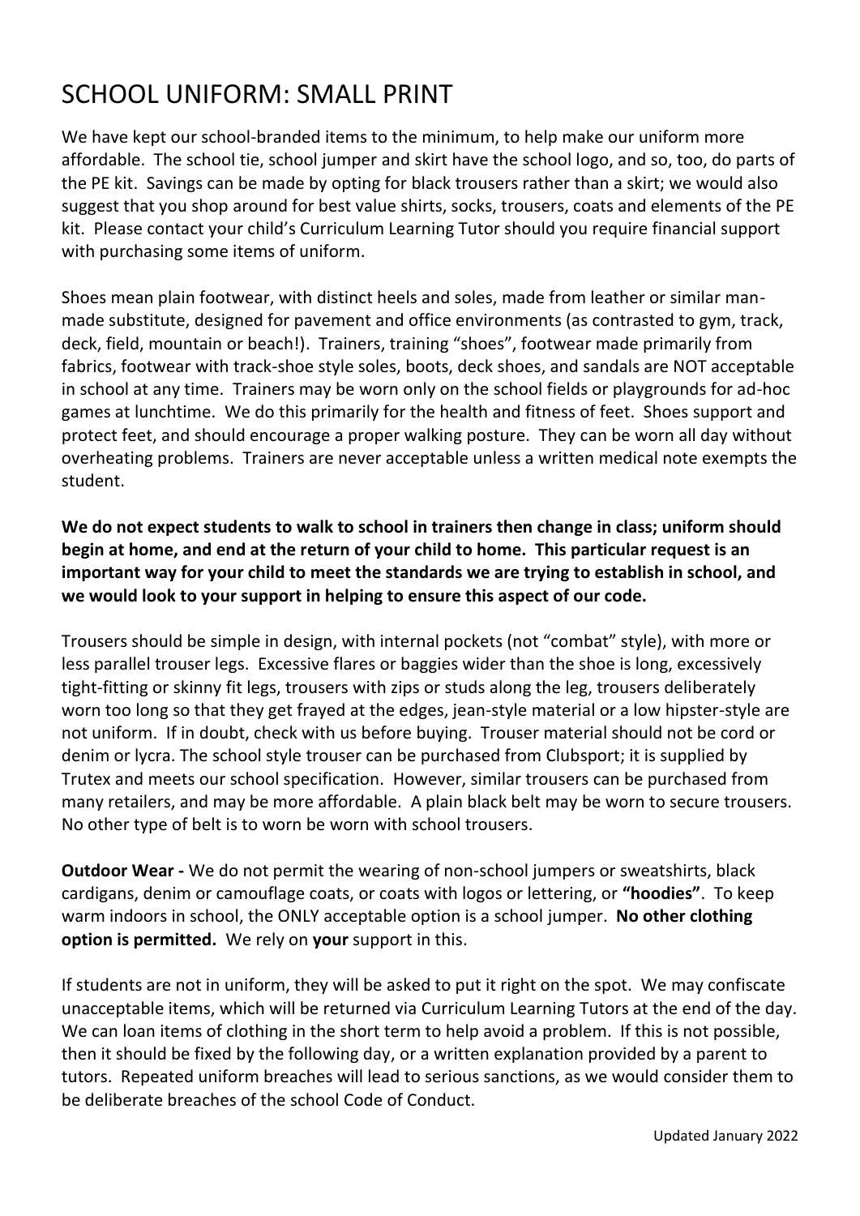# SCHOOL UNIFORM: SMALL PRINT

We have kept our school-branded items to the minimum, to help make our uniform more affordable. The school tie, school jumper and skirt have the school logo, and so, too, do parts of the PE kit. Savings can be made by opting for black trousers rather than a skirt; we would also suggest that you shop around for best value shirts, socks, trousers, coats and elements of the PE kit. Please contact your child's Curriculum Learning Tutor should you require financial support with purchasing some items of uniform.

Shoes mean plain footwear, with distinct heels and soles, made from leather or similar man-made substitute, designed for pavement and office environments (as contrasted to gym, track, deck, field, mountain or beach!). Trainers, training "shoes", footwear made primarily from fabrics, footwear with track-shoe style soles, boots, deck shoes, and sandals are NOT acceptable in school at any time. Trainers may be worn only on the school fields or playgrounds for ad-hoc games at lunchtime. We do this primarily for the health and fitness of feet. Shoes support and protect feet, and should encourage a proper walking posture. They can be worn all day without overheating problems. Trainers are never acceptable unless a written medical note exempts the student.

**We do not expect students to walk to school in trainers then change in class; uniform should begin at home, and end at the return of your child to home. This particular request is an important way for your child to meet the standards we are trying to establish in school, and we would look to your support in helping to ensure this aspect of our code.**

Trousers should be simple in design, with internal pockets (not "combat" style), with more or less parallel trouser legs. Excessive flares or baggies wider than the shoe is long, excessively tight-fitting or skinny fit legs, trousers with zips or studs along the leg, trousers deliberately worn too long so that they get frayed at the edges, jean-style material or a low hipster-style are not uniform. If in doubt, check with us before buying. Trouser material should not be cord or denim or lycra. The school style trouser can be purchased from Clubsport; it is supplied by Trutex and meets our school specification. However, similar trousers can be purchased from many retailers, and may be more affordable. A plain black belt may be worn to secure trousers. No other type of belt is to worn be worn with school trousers.

**Outdoor Wear -** We do not permit the wearing of non-school jumpers or sweatshirts, black cardigans, denim or camouflage coats, or coats with logos or lettering, or **"hoodies"**. To keep warm indoors in school, the ONLY acceptable option is a school jumper. **No other clothing option is permitted.** We rely on **your** support in this.

If students are not in uniform, they will be asked to put it right on the spot. We may confiscate unacceptable items, which will be returned via Curriculum Learning Tutors at the end of the day. We can loan items of clothing in the short term to help avoid a problem. If this is not possible, then it should be fixed by the following day, or a written explanation provided by a parent to tutors. Repeated uniform breaches will lead to serious sanctions, as we would consider them to be deliberate breaches of the school Code of Conduct.

Updated January 2022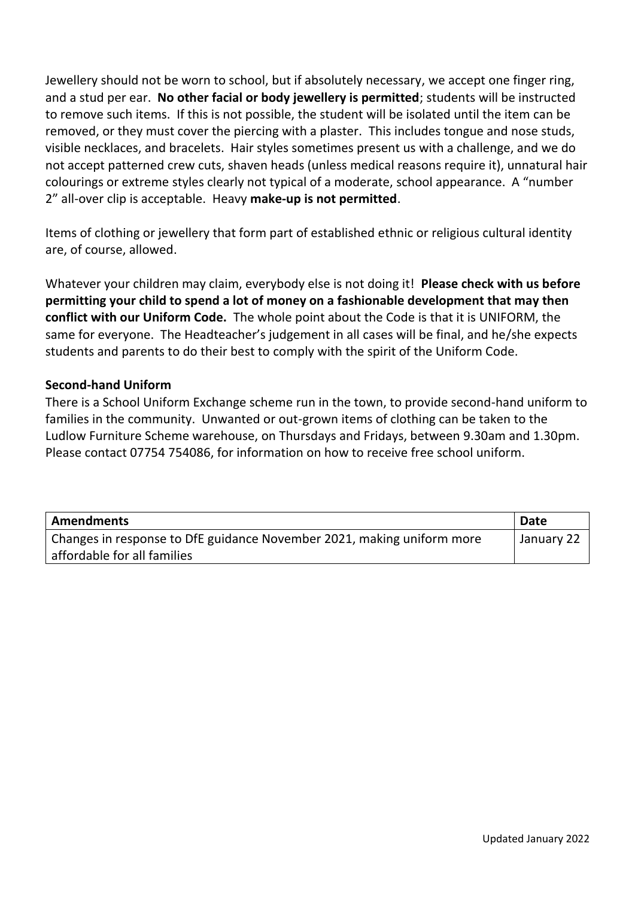Jewellery should not be worn to school, but if absolutely necessary, we accept one finger ring, and a stud per ear. **No other facial or body jewellery is permitted**; students will be instructed to remove such items. If this is not possible, the student will be isolated until the item can be removed, or they must cover the piercing with a plaster. This includes tongue and nose studs, visible necklaces, and bracelets. Hair styles sometimes present us with a challenge, and we do not accept patterned crew cuts, shaven heads (unless medical reasons require it), unnatural hair colourings or extreme styles clearly not typical of a moderate, school appearance. A "number 2" all-over clip is acceptable. Heavy **make-up is not permitted**.

Items of clothing or jewellery that form part of established ethnic or religious cultural identity are, of course, allowed.

Whatever your children may claim, everybody else is not doing it! **Please check with us before permitting your child to spend a lot of money on a fashionable development that may then conflict with our Uniform Code.** The whole point about the Code is that it is UNIFORM, the same for everyone. The Headteacher's judgement in all cases will be final, and he/she expects students and parents to do their best to comply with the spirit of the Uniform Code.

**Second-hand Uniform**

There is a School Uniform Exchange scheme run in the town, to provide second-hand uniform to families in the community. Unwanted or out-grown items of clothing can be taken to the Ludlow Furniture Scheme warehouse, on Thursdays and Fridays, between 9.30am and 1.30pm. Please contact 07754 754086, for information on how to receive free school uniform.

| Amendments | Date |
|---|---|
| Changes in response to DfE guidance November 2021, making uniform more affordable for all families | January 22 |

Updated January 2022